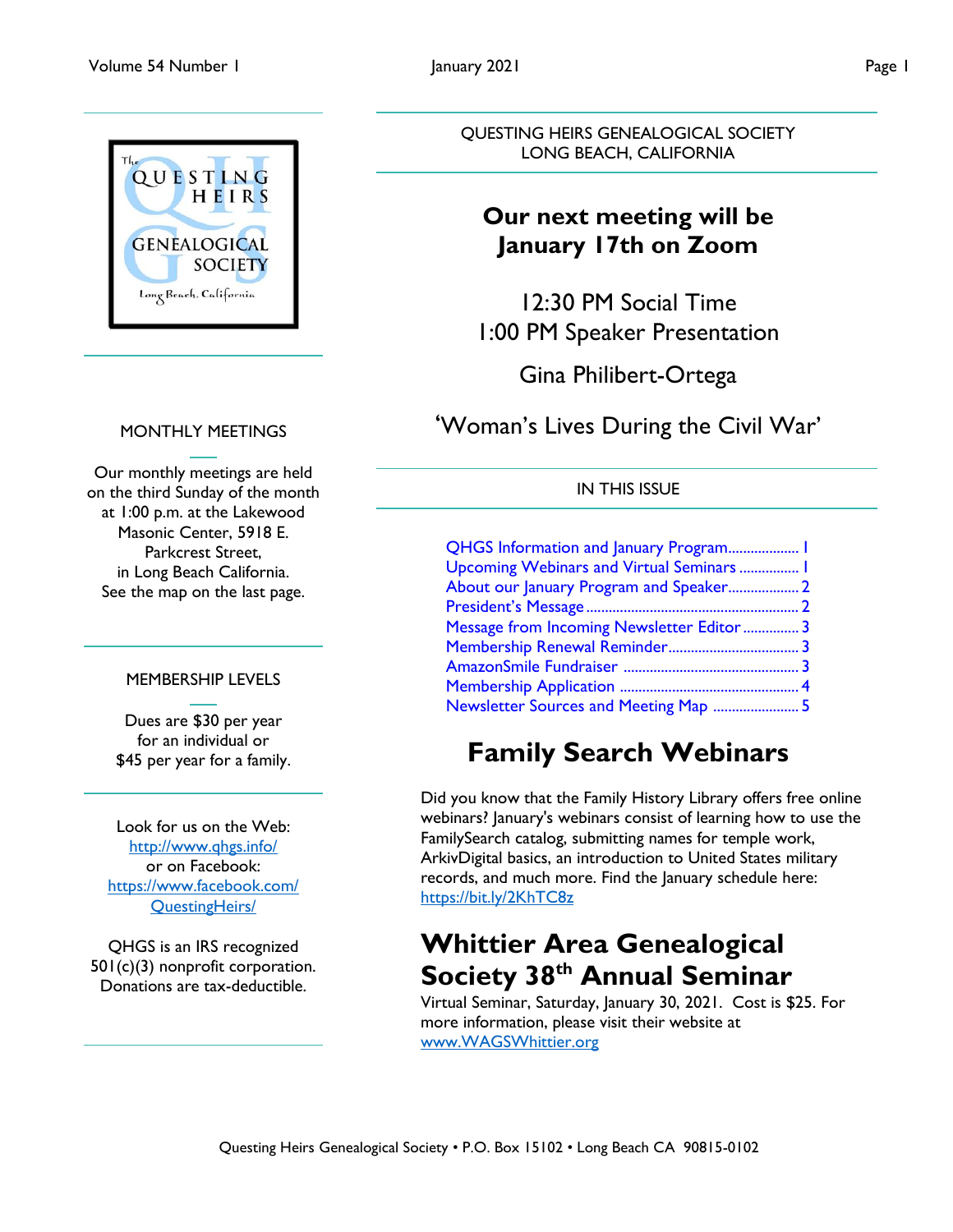QUESTING HEIRS GENEALOGICAL SOCIETY
LONG BEACH, CALIFORNIA

## Our next meeting will be January 17th on Zoom

12:30 PM Social Time
1:00 PM Speaker Presentation

Gina Philibert-Ortega

'Woman's Lives During the Civil War'

### MONTHLY MEETINGS

Our monthly meetings are held on the third Sunday of the month at 1:00 p.m. at the Lakewood Masonic Center, 5918 E. Parkcrest Street, in Long Beach California. See the map on the last page.

### MEMBERSHIP LEVELS

Dues are $30 per year for an individual or $45 per year for a family.

Look for us on the Web: http://www.qhgs.info/ or on Facebook: https://www.facebook.com/QuestingHeirs/

QHGS is an IRS recognized 501(c)(3) nonprofit corporation. Donations are tax-deductible.

### IN THIS ISSUE

- QHGS Information and January Program .................. 1
- Upcoming Webinars and Virtual Seminars ................ 1
- About our January Program and Speaker .................. 2
- President's Message ........................................................ 2
- Message from Incoming Newsletter Editor ............... 3
- Membership Renewal Reminder .................................. 3
- AmazonSmile Fundraiser .............................................. 3
- Membership Application ............................................... 4
- Newsletter Sources and Meeting Map ........................ 5

## Family Search Webinars

Did you know that the Family History Library offers free online webinars? January's webinars consist of learning how to use the FamilySearch catalog, submitting names for temple work, ArkivDigital basics, an introduction to United States military records, and much more. Find the January schedule here: https://bit.ly/2KhTC8z

## Whittier Area Genealogical Society 38th Annual Seminar

Virtual Seminar, Saturday, January 30, 2021. Cost is $25. For more information, please visit their website at www.WAGSWhittier.org

Questing Heirs Genealogical Society • P.O. Box 15102 • Long Beach CA 90815-0102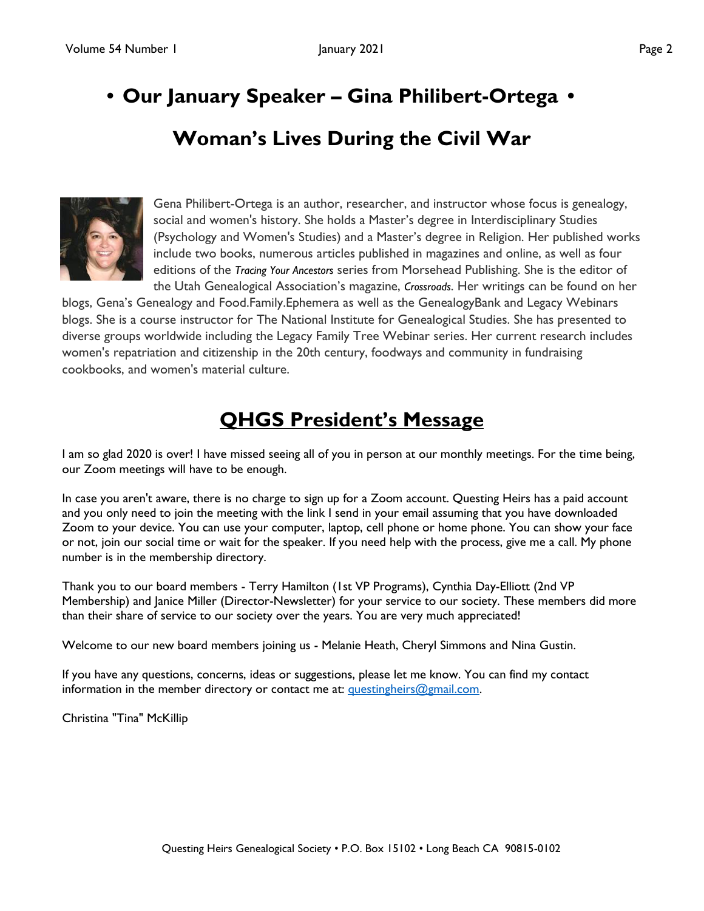# • Our January Speaker – Gina Philibert-Ortega •

## Woman's Lives During the Civil War

Gena Philibert-Ortega is an author, researcher, and instructor whose focus is genealogy, social and women's history. She holds a Master's degree in Interdisciplinary Studies (Psychology and Women's Studies) and a Master's degree in Religion. Her published works include two books, numerous articles published in magazines and online, as well as four editions of the *Tracing Your Ancestors* series from Morsehead Publishing. She is the editor of the Utah Genealogical Association's magazine, *Crossroads*. Her writings can be found on her blogs, Gena's Genealogy and Food.Family.Ephemera as well as the GenealogyBank and Legacy Webinars blogs. She is a course instructor for The National Institute for Genealogical Studies. She has presented to diverse groups worldwide including the Legacy Family Tree Webinar series. Her current research includes women's repatriation and citizenship in the 20th century, foodways and community in fundraising cookbooks, and women's material culture.

## QHGS President's Message

I am so glad 2020 is over! I have missed seeing all of you in person at our monthly meetings. For the time being, our Zoom meetings will have to be enough.

In case you aren't aware, there is no charge to sign up for a Zoom account. Questing Heirs has a paid account and you only need to join the meeting with the link I send in your email assuming that you have downloaded Zoom to your device. You can use your computer, laptop, cell phone or home phone. You can show your face or not, join our social time or wait for the speaker. If you need help with the process, give me a call. My phone number is in the membership directory.

Thank you to our board members - Terry Hamilton (1st VP Programs), Cynthia Day-Elliott (2nd VP Membership) and Janice Miller (Director-Newsletter) for your service to our society. These members did more than their share of service to our society over the years. You are very much appreciated!

Welcome to our new board members joining us - Melanie Heath, Cheryl Simmons and Nina Gustin.

If you have any questions, concerns, ideas or suggestions, please let me know. You can find my contact information in the member directory or contact me at: questingheirs@gmail.com.

Christina "Tina" McKillip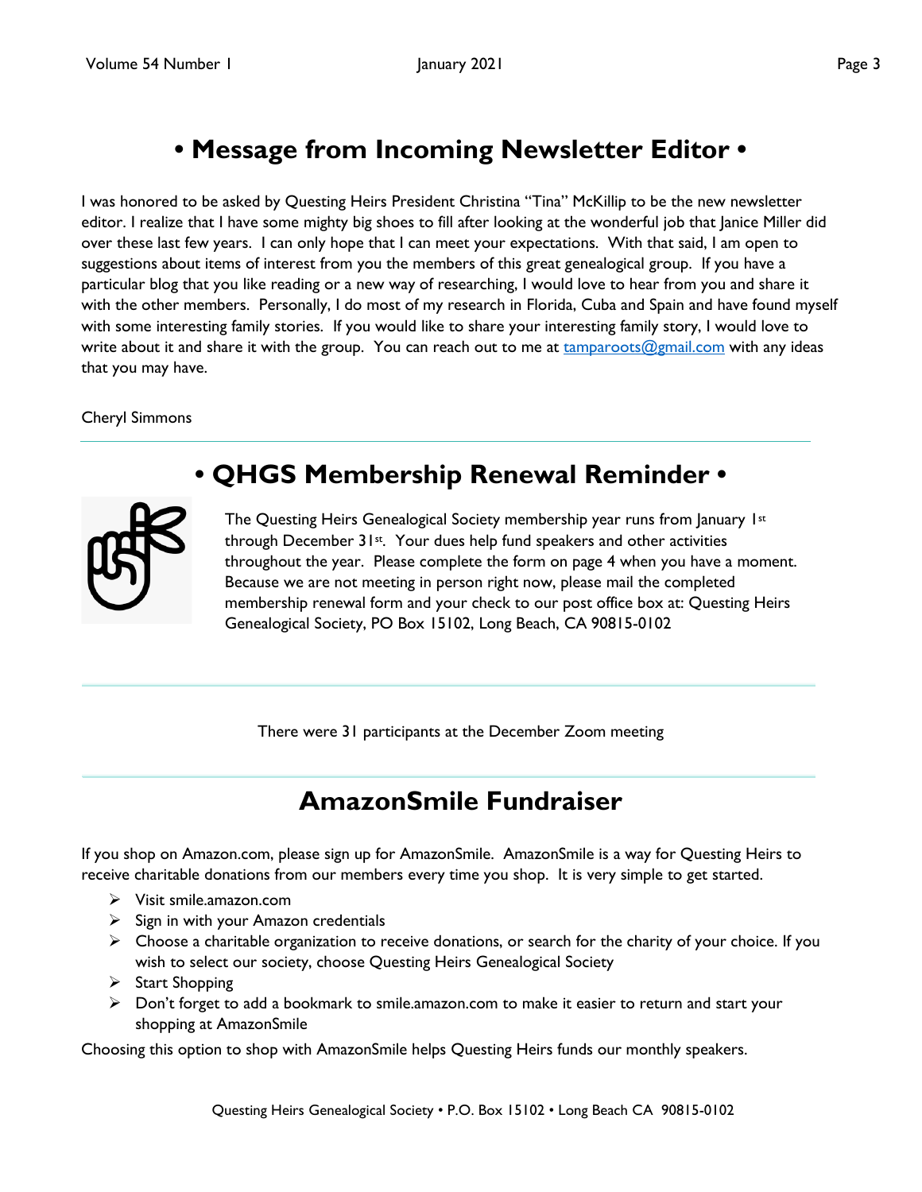## • Message from Incoming Newsletter Editor •

I was honored to be asked by Questing Heirs President Christina "Tina" McKillip to be the new newsletter editor. I realize that I have some mighty big shoes to fill after looking at the wonderful job that Janice Miller did over these last few years. I can only hope that I can meet your expectations. With that said, I am open to suggestions about items of interest from you the members of this great genealogical group. If you have a particular blog that you like reading or a new way of researching, I would love to hear from you and share it with the other members. Personally, I do most of my research in Florida, Cuba and Spain and have found myself with some interesting family stories. If you would like to share your interesting family story, I would love to write about it and share it with the group. You can reach out to me at tamparoots@gmail.com with any ideas that you may have.

Cheryl Simmons

## • QHGS Membership Renewal Reminder •

The Questing Heirs Genealogical Society membership year runs from January 1st through December 31st. Your dues help fund speakers and other activities throughout the year. Please complete the form on page 4 when you have a moment. Because we are not meeting in person right now, please mail the completed membership renewal form and your check to our post office box at: Questing Heirs Genealogical Society, PO Box 15102, Long Beach, CA 90815-0102

There were 31 participants at the December Zoom meeting

## AmazonSmile Fundraiser

If you shop on Amazon.com, please sign up for AmazonSmile. AmazonSmile is a way for Questing Heirs to receive charitable donations from our members every time you shop. It is very simple to get started.

- Visit smile.amazon.com
- Sign in with your Amazon credentials
- Choose a charitable organization to receive donations, or search for the charity of your choice. If you wish to select our society, choose Questing Heirs Genealogical Society
- Start Shopping
- Don't forget to add a bookmark to smile.amazon.com to make it easier to return and start your shopping at AmazonSmile

Choosing this option to shop with AmazonSmile helps Questing Heirs funds our monthly speakers.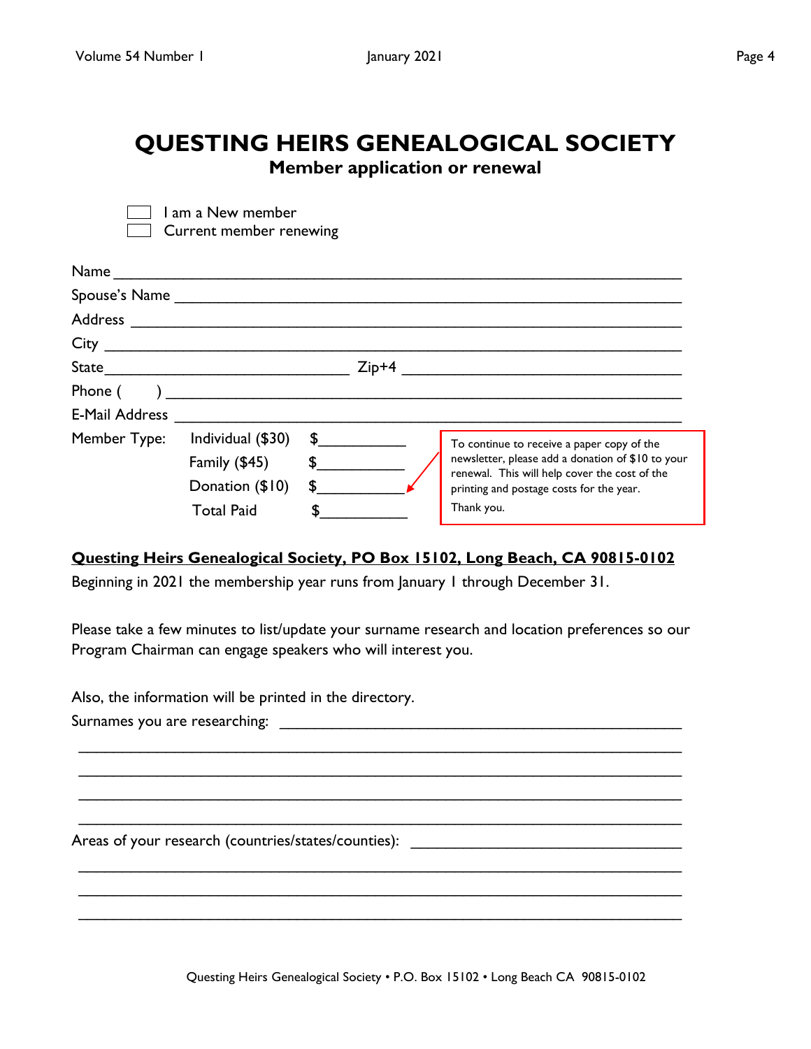# QUESTING HEIRS GENEALOGICAL SOCIETY

## Member application or renewal

☐ I am a New member
☐ Current member renewing

Name ________________________________________________________________

Spouse's Name ________________________________________________________

Address _____________________________________________________________

City ________________________________________________________________

State ____________________________ Zip+4 _________________________________

Phone ( ) ___________________________________________________________

E-Mail Address _______________________________________________________

| Member Type: | | |
|---|---|---|
| | Individual ($30) | $__________ |
| | Family ($45) | $__________ |
| | Donation ($10) | $__________ |
| | Total Paid | $__________ |

To continue to receive a paper copy of the newsletter, please add a donation of $10 to your renewal. This will help cover the cost of the printing and postage costs for the year.

Thank you.

**Questing Heirs Genealogical Society, PO Box 15102, Long Beach, CA 90815-0102**

Beginning in 2021 the membership year runs from January 1 through December 31.

Please take a few minutes to list/update your surname research and location preferences so our Program Chairman can engage speakers who will interest you.

Also, the information will be printed in the directory.

Surnames you are researching: ____________________________________________

______________________________________________________________________

______________________________________________________________________

______________________________________________________________________

______________________________________________________________________

Areas of your research (countries/states/counties): ____________________________

______________________________________________________________________

______________________________________________________________________

______________________________________________________________________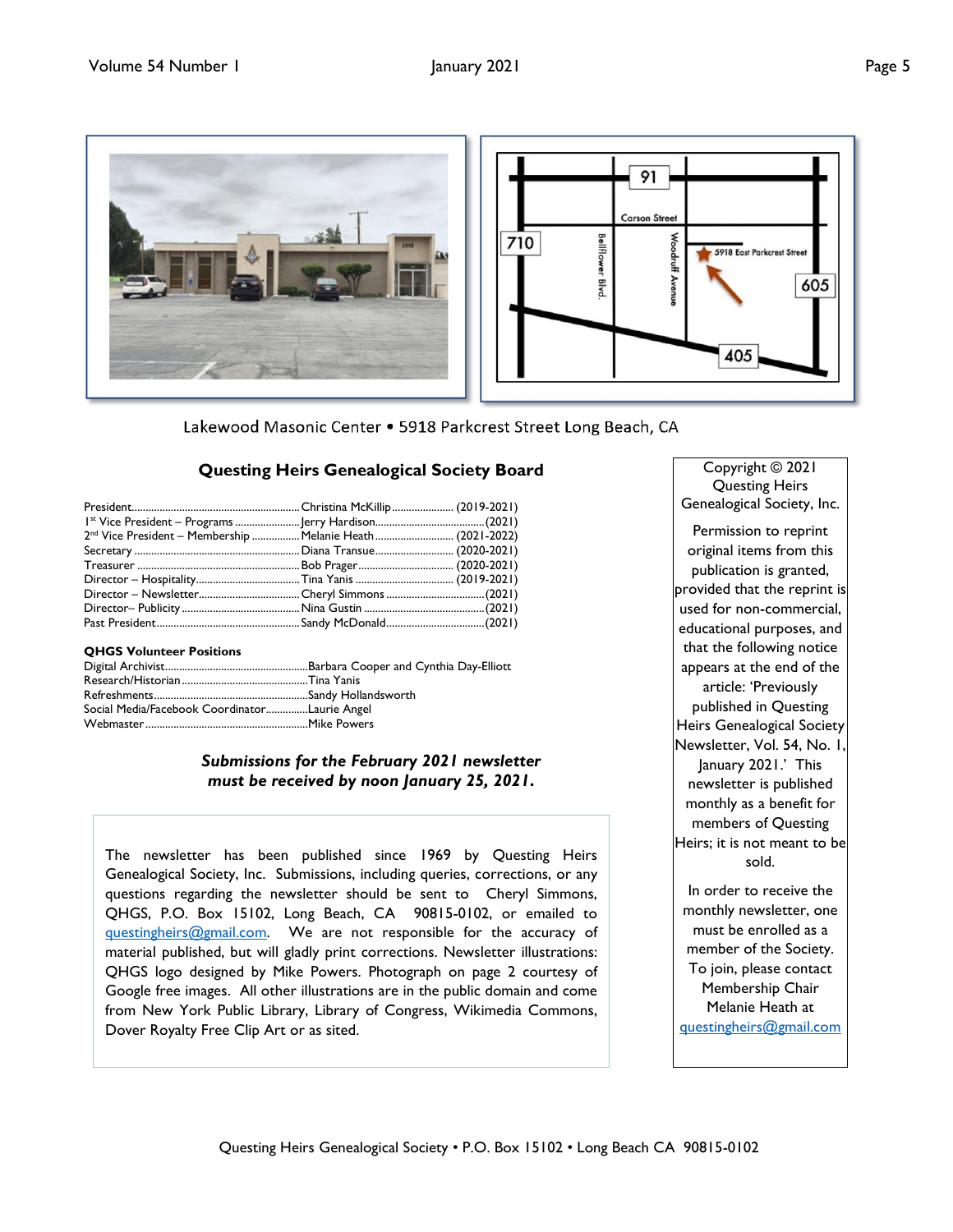Lakewood Masonic Center • 5918 Parkcrest Street Long Beach, CA

## Questing Heirs Genealogical Society Board

| | | |
|---|---|---|
| President | Christina McKillip | (2019-2021) |
| 1st Vice President – Programs | Jerry Hardison | (2021) |
| 2nd Vice President – Membership | Melanie Heath | (2021-2022) |
| Secretary | Diana Transue | (2020-2021) |
| Treasurer | Bob Prager | (2020-2021) |
| Director – Hospitality | Tina Yanis | (2019-2021) |
| Director – Newsletter | Cheryl Simmons | (2021) |
| Director– Publicity | Nina Gustin | (2021) |
| Past President | Sandy McDonald | (2021) |

### QHGS Volunteer Positions

| | |
|---|---|
| Digital Archivist | Barbara Cooper and Cynthia Day-Elliott |
| Research/Historian | Tina Yanis |
| Refreshments | Sandy Hollandsworth |
| Social Media/Facebook Coordinator | Laurie Angel |
| Webmaster | Mike Powers |

***Submissions for the February 2021 newsletter must be received by noon January 25, 2021.***

The newsletter has been published since 1969 by Questing Heirs Genealogical Society, Inc. Submissions, including queries, corrections, or any questions regarding the newsletter should be sent to Cheryl Simmons, QHGS, P.O. Box 15102, Long Beach, CA 90815-0102, or emailed to questingheirs@gmail.com. We are not responsible for the accuracy of material published, but will gladly print corrections. Newsletter illustrations: QHGS logo designed by Mike Powers. Photograph on page 2 courtesy of Google free images. All other illustrations are in the public domain and come from New York Public Library, Library of Congress, Wikimedia Commons, Dover Royalty Free Clip Art or as sited.

Copyright © 2021 Questing Heirs Genealogical Society, Inc.

Permission to reprint original items from this publication is granted, provided that the reprint is used for non-commercial, educational purposes, and that the following notice appears at the end of the article: 'Previously published in Questing Heirs Genealogical Society Newsletter, Vol. 54, No. 1, January 2021.' This newsletter is published monthly as a benefit for members of Questing Heirs; it is not meant to be sold.

In order to receive the monthly newsletter, one must be enrolled as a member of the Society. To join, please contact Membership Chair Melanie Heath at questingheirs@gmail.com

Questing Heirs Genealogical Society • P.O. Box 15102 • Long Beach CA 90815-0102